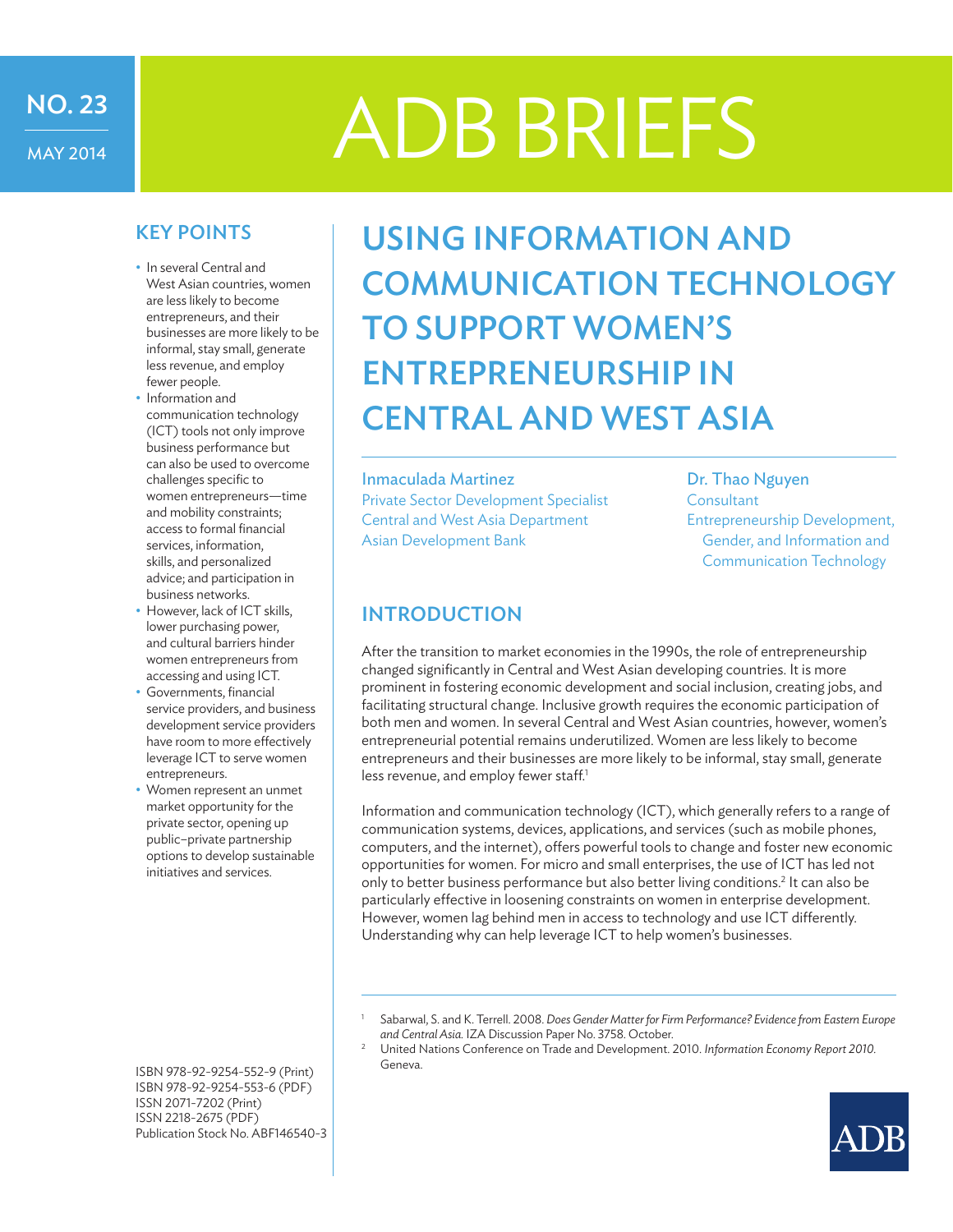NO. 23

MAY 2014

# ADB BRIEFS

## USING INFORMATION AND COMMUNICATION TECHNOLOGY TO SUPPORT WOMEN'S ENTREPRENEURSHIP IN CENTRAL AND WEST ASIA

Inmaculada Martinez
Private Sector Development Specialist
Central and West Asia Department
Asian Development Bank

Dr. Thao Nguyen
Consultant
Entrepreneurship Development, Gender, and Information and Communication Technology

### KEY POINTS

- In several Central and West Asian countries, women are less likely to become entrepreneurs, and their businesses are more likely to be informal, stay small, generate less revenue, and employ fewer people.
- Information and communication technology (ICT) tools not only improve business performance but can also be used to overcome challenges specific to women entrepreneurs—time and mobility constraints; access to formal financial services, information, skills, and personalized advice; and participation in business networks.
- However, lack of ICT skills, lower purchasing power, and cultural barriers hinder women entrepreneurs from accessing and using ICT.
- Governments, financial service providers, and business development service providers have room to more effectively leverage ICT to serve women entrepreneurs.
- Women represent an unmet market opportunity for the private sector, opening up public–private partnership options to develop sustainable initiatives and services.

### INTRODUCTION

After the transition to market economies in the 1990s, the role of entrepreneurship changed significantly in Central and West Asian developing countries. It is more prominent in fostering economic development and social inclusion, creating jobs, and facilitating structural change. Inclusive growth requires the economic participation of both men and women. In several Central and West Asian countries, however, women's entrepreneurial potential remains underutilized. Women are less likely to become entrepreneurs and their businesses are more likely to be informal, stay small, generate less revenue, and employ fewer staff.[1]

Information and communication technology (ICT), which generally refers to a range of communication systems, devices, applications, and services (such as mobile phones, computers, and the internet), offers powerful tools to change and foster new economic opportunities for women. For micro and small enterprises, the use of ICT has led not only to better business performance but also better living conditions.[2] It can also be particularly effective in loosening constraints on women in enterprise development. However, women lag behind men in access to technology and use ICT differently. Understanding why can help leverage ICT to help women's businesses.

[1] Sabarwal, S. and K. Terrell. 2008. *Does Gender Matter for Firm Performance? Evidence from Eastern Europe and Central Asia.* IZA Discussion Paper No. 3758. October.

[2] United Nations Conference on Trade and Development. 2010. *Information Economy Report 2010.* Geneva.

ISBN 978-92-9254-552-9 (Print)
ISBN 978-92-9254-553-6 (PDF)
ISSN 2071-7202 (Print)
ISSN 2218-2675 (PDF)
Publication Stock No. ABF146540-3

ADB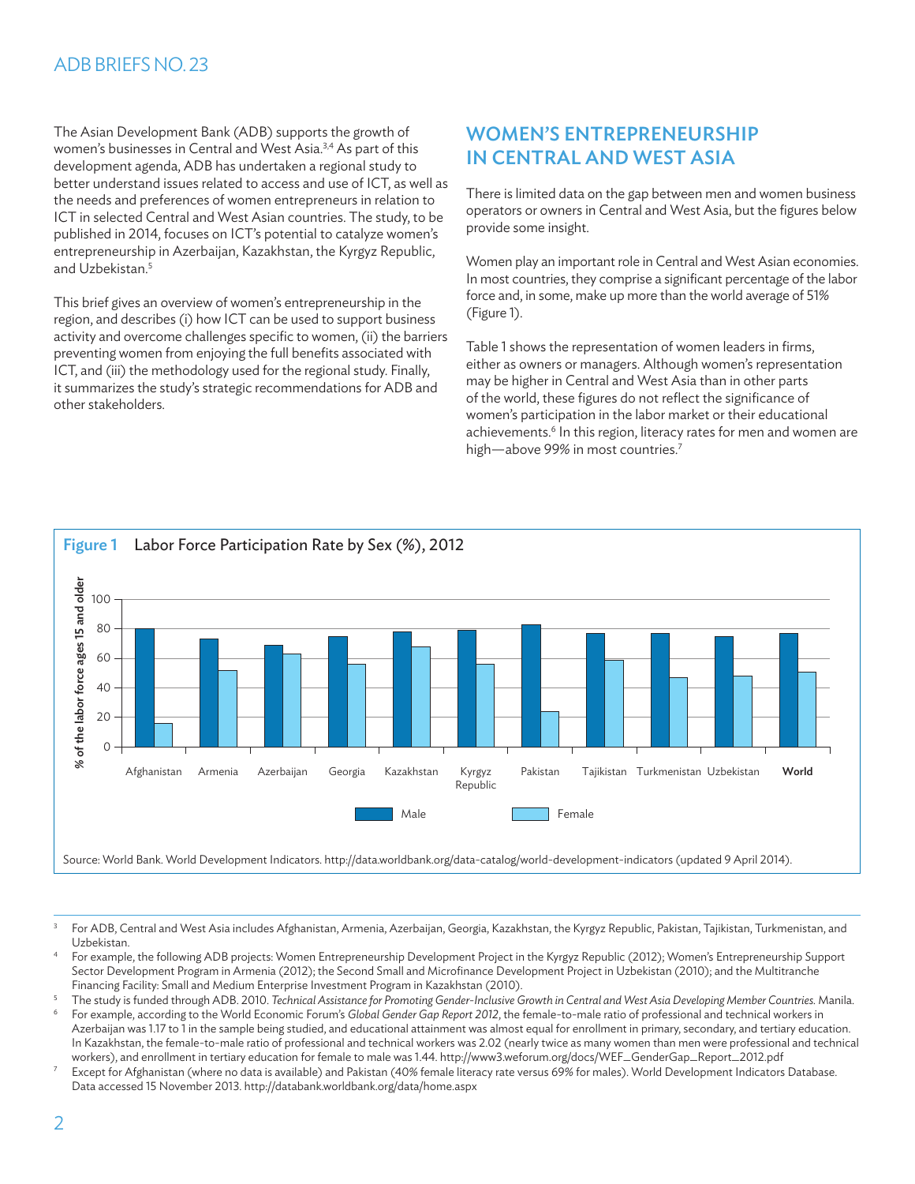The Asian Development Bank (ADB) supports the growth of women's businesses in Central and West Asia.[3,4] As part of this development agenda, ADB has undertaken a regional study to better understand issues related to access and use of ICT, as well as the needs and preferences of women entrepreneurs in relation to ICT in selected Central and West Asian countries. The study, to be published in 2014, focuses on ICT's potential to catalyze women's entrepreneurship in Azerbaijan, Kazakhstan, the Kyrgyz Republic, and Uzbekistan.[5]

This brief gives an overview of women's entrepreneurship in the region, and describes (i) how ICT can be used to support business activity and overcome challenges specific to women, (ii) the barriers preventing women from enjoying the full benefits associated with ICT, and (iii) the methodology used for the regional study. Finally, it summarizes the study's strategic recommendations for ADB and other stakeholders.

## WOMEN'S ENTREPRENEURSHIP IN CENTRAL AND WEST ASIA

There is limited data on the gap between men and women business operators or owners in Central and West Asia, but the figures below provide some insight.

Women play an important role in Central and West Asian economies. In most countries, they comprise a significant percentage of the labor force and, in some, make up more than the world average of 51% (Figure 1).

Table 1 shows the representation of women leaders in firms, either as owners or managers. Although women's representation may be higher in Central and West Asia than in other parts of the world, these figures do not reflect the significance of women's participation in the labor market or their educational achievements.[6] In this region, literacy rates for men and women are high—above 99% in most countries.[7]

**Figure 1** Labor Force Participation Rate by Sex (%), 2012

Source: World Bank. World Development Indicators. http://data.worldbank.org/data-catalog/world-development-indicators (updated 9 April 2014).

---

[3] For ADB, Central and West Asia includes Afghanistan, Armenia, Azerbaijan, Georgia, Kazakhstan, the Kyrgyz Republic, Pakistan, Tajikistan, Turkmenistan, and Uzbekistan.

[4] For example, the following ADB projects: Women Entrepreneurship Development Project in the Kyrgyz Republic (2012); Women's Entrepreneurship Support Sector Development Program in Armenia (2012); the Second Small and Microfinance Development Project in Uzbekistan (2010); and the Multitranche Financing Facility: Small and Medium Enterprise Investment Program in Kazakhstan (2010).

[5] The study is funded through ADB. 2010. *Technical Assistance for Promoting Gender-Inclusive Growth in Central and West Asia Developing Member Countries.* Manila.

[6] For example, according to the World Economic Forum's *Global Gender Gap Report 2012*, the female-to-male ratio of professional and technical workers in Azerbaijan was 1.17 to 1 in the sample being studied, and educational attainment was almost equal for enrollment in primary, secondary, and tertiary education. In Kazakhstan, the female-to-male ratio of professional and technical workers was 2.02 (nearly twice as many women than men were professional and technical workers), and enrollment in tertiary education for female to male was 1.44. http://www3.weforum.org/docs/WEF_GenderGap_Report_2012.pdf

[7] Except for Afghanistan (where no data is available) and Pakistan (40% female literacy rate versus 69% for males). World Development Indicators Database. Data accessed 15 November 2013. http://databank.worldbank.org/data/home.aspx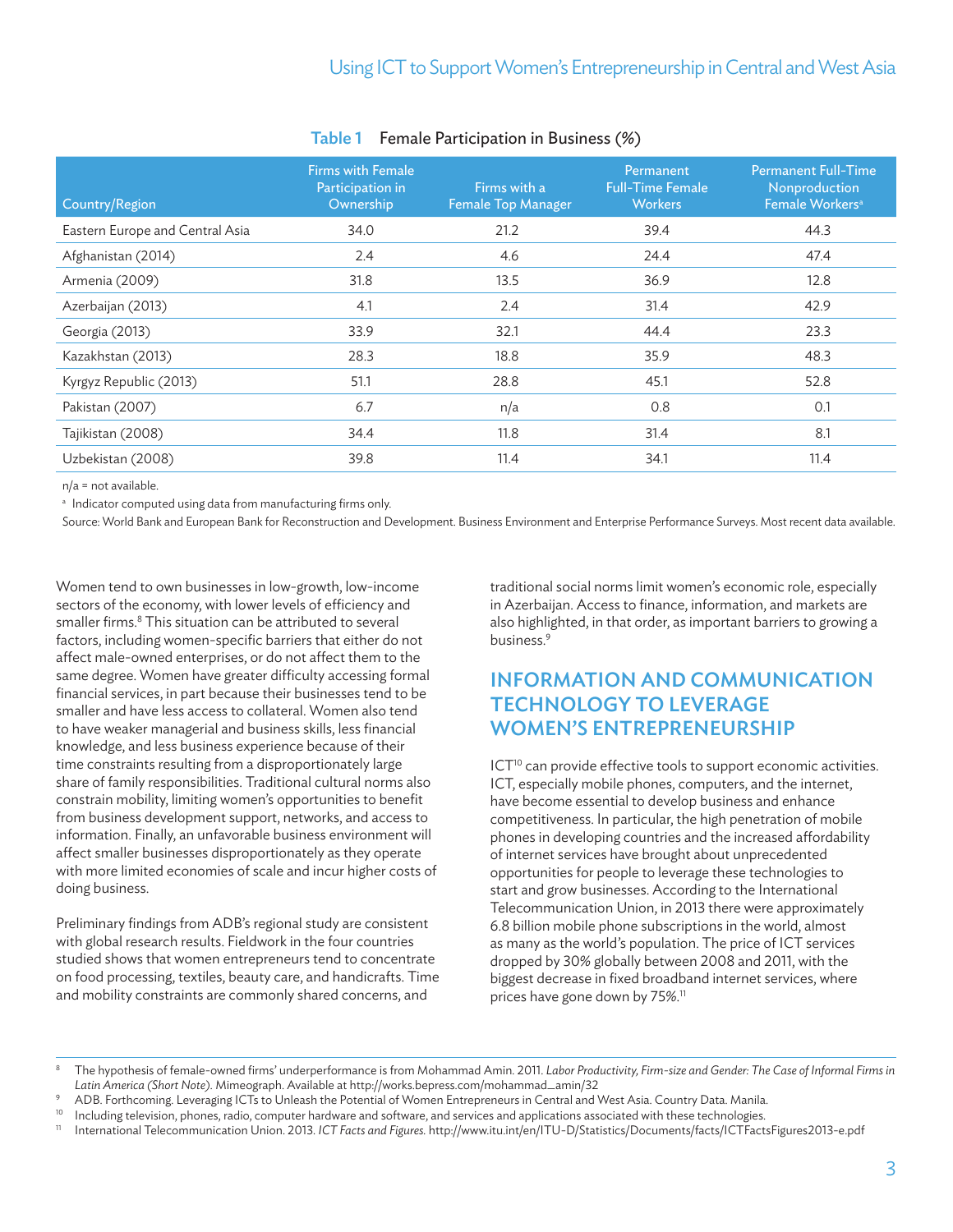**Table 1** Female Participation in Business (%)

| Country/Region | Firms with Female Participation in Ownership | Firms with a Female Top Manager | Permanent Full-Time Female Workers | Permanent Full-Time Nonproduction Female Workers[a] |
|---|---|---|---|---|
| Eastern Europe and Central Asia | 34.0 | 21.2 | 39.4 | 44.3 |
| Afghanistan (2014) | 2.4 | 4.6 | 24.4 | 47.4 |
| Armenia (2009) | 31.8 | 13.5 | 36.9 | 12.8 |
| Azerbaijan (2013) | 4.1 | 2.4 | 31.4 | 42.9 |
| Georgia (2013) | 33.9 | 32.1 | 44.4 | 23.3 |
| Kazakhstan (2013) | 28.3 | 18.8 | 35.9 | 48.3 |
| Kyrgyz Republic (2013) | 51.1 | 28.8 | 45.1 | 52.8 |
| Pakistan (2007) | 6.7 | n/a | 0.8 | 0.1 |
| Tajikistan (2008) | 34.4 | 11.8 | 31.4 | 8.1 |
| Uzbekistan (2008) | 39.8 | 11.4 | 34.1 | 11.4 |

n/a = not available.

[a] Indicator computed using data from manufacturing firms only.

Source: World Bank and European Bank for Reconstruction and Development. Business Environment and Enterprise Performance Surveys. Most recent data available.

Women tend to own businesses in low-growth, low-income sectors of the economy, with lower levels of efficiency and smaller firms.[8] This situation can be attributed to several factors, including women-specific barriers that either do not affect male-owned enterprises, or do not affect them to the same degree. Women have greater difficulty accessing formal financial services, in part because their businesses tend to be smaller and have less access to collateral. Women also tend to have weaker managerial and business skills, less financial knowledge, and less business experience because of their time constraints resulting from a disproportionately large share of family responsibilities. Traditional cultural norms also constrain mobility, limiting women's opportunities to benefit from business development support, networks, and access to information. Finally, an unfavorable business environment will affect smaller businesses disproportionately as they operate with more limited economies of scale and incur higher costs of doing business.

Preliminary findings from ADB's regional study are consistent with global research results. Fieldwork in the four countries studied shows that women entrepreneurs tend to concentrate on food processing, textiles, beauty care, and handicrafts. Time and mobility constraints are commonly shared concerns, and traditional social norms limit women's economic role, especially in Azerbaijan. Access to finance, information, and markets are also highlighted, in that order, as important barriers to growing a business.[9]

## INFORMATION AND COMMUNICATION TECHNOLOGY TO LEVERAGE WOMEN'S ENTREPRENEURSHIP

ICT[10] can provide effective tools to support economic activities. ICT, especially mobile phones, computers, and the internet, have become essential to develop business and enhance competitiveness. In particular, the high penetration of mobile phones in developing countries and the increased affordability of internet services have brought about unprecedented opportunities for people to leverage these technologies to start and grow businesses. According to the International Telecommunication Union, in 2013 there were approximately 6.8 billion mobile phone subscriptions in the world, almost as many as the world's population. The price of ICT services dropped by 30% globally between 2008 and 2011, with the biggest decrease in fixed broadband internet services, where prices have gone down by 75%.[11]

---

[8] The hypothesis of female-owned firms' underperformance is from Mohammad Amin. 2011. *Labor Productivity, Firm-size and Gender: The Case of Informal Firms in Latin America (Short Note).* Mimeograph. Available at http://works.bepress.com/mohammad_amin/32

[9] ADB. Forthcoming. Leveraging ICTs to Unleash the Potential of Women Entrepreneurs in Central and West Asia. Country Data. Manila.

[10] Including television, phones, radio, computer hardware and software, and services and applications associated with these technologies.

[11] International Telecommunication Union. 2013. *ICT Facts and Figures.* http://www.itu.int/en/ITU-D/Statistics/Documents/facts/ICTFactsFigures2013-e.pdf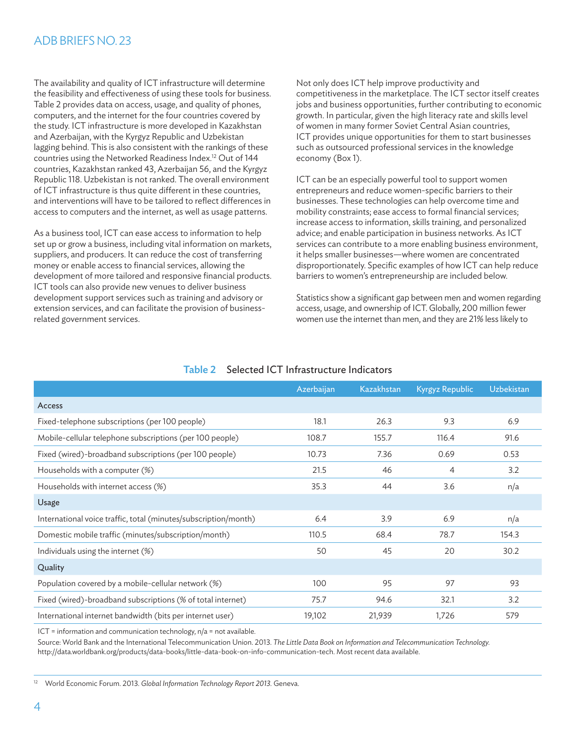The availability and quality of ICT infrastructure will determine the feasibility and effectiveness of using these tools for business. Table 2 provides data on access, usage, and quality of phones, computers, and the internet for the four countries covered by the study. ICT infrastructure is more developed in Kazakhstan and Azerbaijan, with the Kyrgyz Republic and Uzbekistan lagging behind. This is also consistent with the rankings of these countries using the Networked Readiness Index.[12] Out of 144 countries, Kazakhstan ranked 43, Azerbaijan 56, and the Kyrgyz Republic 118. Uzbekistan is not ranked. The overall environment of ICT infrastructure is thus quite different in these countries, and interventions will have to be tailored to reflect differences in access to computers and the internet, as well as usage patterns.

As a business tool, ICT can ease access to information to help set up or grow a business, including vital information on markets, suppliers, and producers. It can reduce the cost of transferring money or enable access to financial services, allowing the development of more tailored and responsive financial products. ICT tools can also provide new venues to deliver business development support services such as training and advisory or extension services, and can facilitate the provision of business-related government services.

Not only does ICT help improve productivity and competitiveness in the marketplace. The ICT sector itself creates jobs and business opportunities, further contributing to economic growth. In particular, given the high literacy rate and skills level of women in many former Soviet Central Asian countries, ICT provides unique opportunities for them to start businesses such as outsourced professional services in the knowledge economy (Box 1).

ICT can be an especially powerful tool to support women entrepreneurs and reduce women-specific barriers to their businesses. These technologies can help overcome time and mobility constraints; ease access to formal financial services; increase access to information, skills training, and personalized advice; and enable participation in business networks. As ICT services can contribute to a more enabling business environment, it helps smaller businesses—where women are concentrated disproportionately. Specific examples of how ICT can help reduce barriers to women's entrepreneurship are included below.

Statistics show a significant gap between men and women regarding access, usage, and ownership of ICT. Globally, 200 million fewer women use the internet than men, and they are 21% less likely to

**Table 2 Selected ICT Infrastructure Indicators**

| | Azerbaijan | Kazakhstan | Kyrgyz Republic | Uzbekistan |
|---|---|---|---|---|
| **Access** | | | | |
| Fixed-telephone subscriptions (per 100 people) | 18.1 | 26.3 | 9.3 | 6.9 |
| Mobile-cellular telephone subscriptions (per 100 people) | 108.7 | 155.7 | 116.4 | 91.6 |
| Fixed (wired)-broadband subscriptions (per 100 people) | 10.73 | 7.36 | 0.69 | 0.53 |
| Households with a computer (%) | 21.5 | 46 | 4 | 3.2 |
| Households with internet access (%) | 35.3 | 44 | 3.6 | n/a |
| **Usage** | | | | |
| International voice traffic, total (minutes/subscription/month) | 6.4 | 3.9 | 6.9 | n/a |
| Domestic mobile traffic (minutes/subscription/month) | 110.5 | 68.4 | 78.7 | 154.3 |
| Individuals using the internet (%) | 50 | 45 | 20 | 30.2 |
| **Quality** | | | | |
| Population covered by a mobile-cellular network (%) | 100 | 95 | 97 | 93 |
| Fixed (wired)-broadband subscriptions (% of total internet) | 75.7 | 94.6 | 32.1 | 3.2 |
| International internet bandwidth (bits per internet user) | 19,102 | 21,939 | 1,726 | 579 |

ICT = information and communication technology, n/a = not available.

Source: World Bank and the International Telecommunication Union. 2013. *The Little Data Book on Information and Telecommunication Technology.* http://data.worldbank.org/products/data-books/little-data-book-on-info-communication-tech. Most recent data available.

[12] World Economic Forum. 2013. *Global Information Technology Report 2013.* Geneva.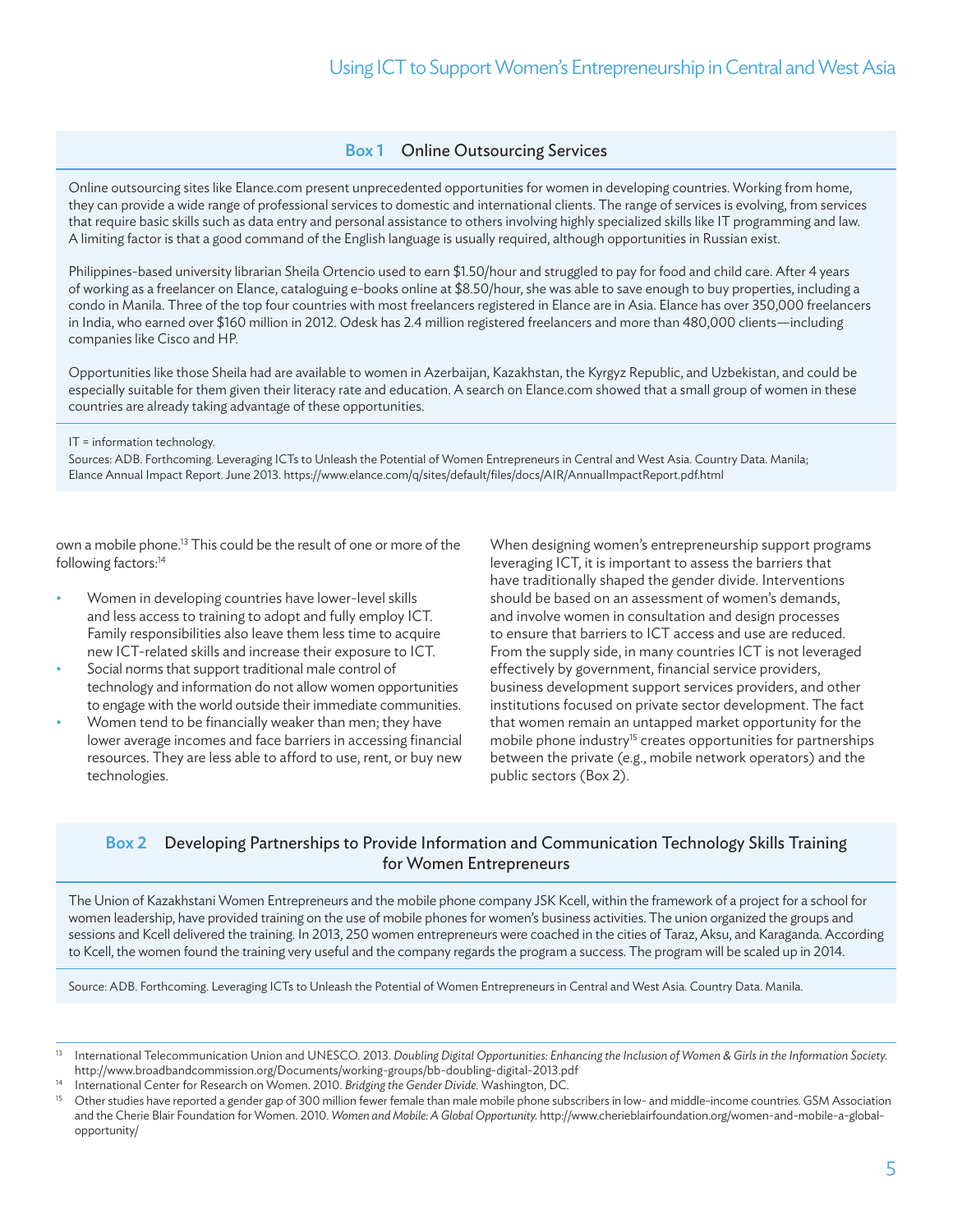### Box 1 Online Outsourcing Services

Online outsourcing sites like Elance.com present unprecedented opportunities for women in developing countries. Working from home, they can provide a wide range of professional services to domestic and international clients. The range of services is evolving, from services that require basic skills such as data entry and personal assistance to others involving highly specialized skills like IT programming and law. A limiting factor is that a good command of the English language is usually required, although opportunities in Russian exist.

Philippines-based university librarian Sheila Ortencio used to earn $1.50/hour and struggled to pay for food and child care. After 4 years of working as a freelancer on Elance, cataloguing e-books online at $8.50/hour, she was able to save enough to buy properties, including a condo in Manila. Three of the top four countries with most freelancers registered in Elance are in Asia. Elance has over 350,000 freelancers in India, who earned over $160 million in 2012. Odesk has 2.4 million registered freelancers and more than 480,000 clients—including companies like Cisco and HP.

Opportunities like those Sheila had are available to women in Azerbaijan, Kazakhstan, the Kyrgyz Republic, and Uzbekistan, and could be especially suitable for them given their literacy rate and education. A search on Elance.com showed that a small group of women in these countries are already taking advantage of these opportunities.

IT = information technology.
Sources: ADB. Forthcoming. Leveraging ICTs to Unleash the Potential of Women Entrepreneurs in Central and West Asia. Country Data. Manila; Elance Annual Impact Report. June 2013. https://www.elance.com/q/sites/default/files/docs/AIR/AnnualImpactReport.pdf.html

own a mobile phone.[13] This could be the result of one or more of the following factors:[14]

- Women in developing countries have lower-level skills and less access to training to adopt and fully employ ICT. Family responsibilities also leave them less time to acquire new ICT-related skills and increase their exposure to ICT.
- Social norms that support traditional male control of technology and information do not allow women opportunities to engage with the world outside their immediate communities.
- Women tend to be financially weaker than men; they have lower average incomes and face barriers in accessing financial resources. They are less able to afford to use, rent, or buy new technologies.

When designing women's entrepreneurship support programs leveraging ICT, it is important to assess the barriers that have traditionally shaped the gender divide. Interventions should be based on an assessment of women's demands, and involve women in consultation and design processes to ensure that barriers to ICT access and use are reduced. From the supply side, in many countries ICT is not leveraged effectively by government, financial service providers, business development support services providers, and other institutions focused on private sector development. The fact that women remain an untapped market opportunity for the mobile phone industry[15] creates opportunities for partnerships between the private (e.g., mobile network operators) and the public sectors (Box 2).

### Box 2 Developing Partnerships to Provide Information and Communication Technology Skills Training for Women Entrepreneurs

The Union of Kazakhstani Women Entrepreneurs and the mobile phone company JSK Kcell, within the framework of a project for a school for women leadership, have provided training on the use of mobile phones for women's business activities. The union organized the groups and sessions and Kcell delivered the training. In 2013, 250 women entrepreneurs were coached in the cities of Taraz, Aksu, and Karaganda. According to Kcell, the women found the training very useful and the company regards the program a success. The program will be scaled up in 2014.

Source: ADB. Forthcoming. Leveraging ICTs to Unleash the Potential of Women Entrepreneurs in Central and West Asia. Country Data. Manila.

---

[13] International Telecommunication Union and UNESCO. 2013. *Doubling Digital Opportunities: Enhancing the Inclusion of Women & Girls in the Information Society.* http://www.broadbandcommission.org/Documents/working-groups/bb-doubling-digital-2013.pdf

[14] International Center for Research on Women. 2010. *Bridging the Gender Divide.* Washington, DC.

[15] Other studies have reported a gender gap of 300 million fewer female than male mobile phone subscribers in low- and middle-income countries. GSM Association and the Cherie Blair Foundation for Women. 2010. *Women and Mobile: A Global Opportunity.* http://www.cherieblairfoundation.org/women-and-mobile-a-global-opportunity/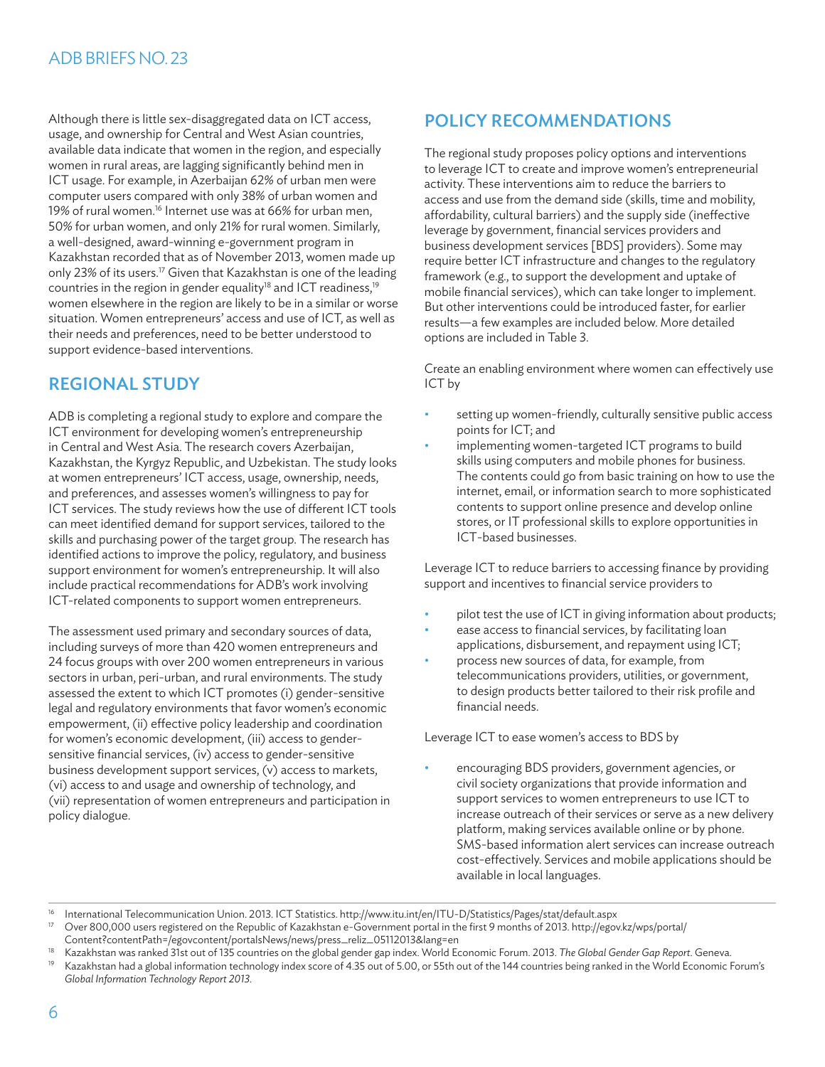Although there is little sex-disaggregated data on ICT access, usage, and ownership for Central and West Asian countries, available data indicate that women in the region, and especially women in rural areas, are lagging significantly behind men in ICT usage. For example, in Azerbaijan 62% of urban men were computer users compared with only 38% of urban women and 19% of rural women.[16] Internet use was at 66% for urban men, 50% for urban women, and only 21% for rural women. Similarly, a well-designed, award-winning e-government program in Kazakhstan recorded that as of November 2013, women made up only 23% of its users.[17] Given that Kazakhstan is one of the leading countries in the region in gender equality[18] and ICT readiness,[19] women elsewhere in the region are likely to be in a similar or worse situation. Women entrepreneurs' access and use of ICT, as well as their needs and preferences, need to be better understood to support evidence-based interventions.

## REGIONAL STUDY

ADB is completing a regional study to explore and compare the ICT environment for developing women's entrepreneurship in Central and West Asia. The research covers Azerbaijan, Kazakhstan, the Kyrgyz Republic, and Uzbekistan. The study looks at women entrepreneurs' ICT access, usage, ownership, needs, and preferences, and assesses women's willingness to pay for ICT services. The study reviews how the use of different ICT tools can meet identified demand for support services, tailored to the skills and purchasing power of the target group. The research has identified actions to improve the policy, regulatory, and business support environment for women's entrepreneurship. It will also include practical recommendations for ADB's work involving ICT-related components to support women entrepreneurs.

The assessment used primary and secondary sources of data, including surveys of more than 420 women entrepreneurs and 24 focus groups with over 200 women entrepreneurs in various sectors in urban, peri-urban, and rural environments. The study assessed the extent to which ICT promotes (i) gender-sensitive legal and regulatory environments that favor women's economic empowerment, (ii) effective policy leadership and coordination for women's economic development, (iii) access to gender-sensitive financial services, (iv) access to gender-sensitive business development support services, (v) access to markets, (vi) access to and usage and ownership of technology, and (vii) representation of women entrepreneurs and participation in policy dialogue.

## POLICY RECOMMENDATIONS

The regional study proposes policy options and interventions to leverage ICT to create and improve women's entrepreneurial activity. These interventions aim to reduce the barriers to access and use from the demand side (skills, time and mobility, affordability, cultural barriers) and the supply side (ineffective leverage by government, financial services providers and business development services [BDS] providers). Some may require better ICT infrastructure and changes to the regulatory framework (e.g., to support the development and uptake of mobile financial services), which can take longer to implement. But other interventions could be introduced faster, for earlier results—a few examples are included below. More detailed options are included in Table 3.

Create an enabling environment where women can effectively use ICT by

- setting up women-friendly, culturally sensitive public access points for ICT; and
- implementing women-targeted ICT programs to build skills using computers and mobile phones for business. The contents could go from basic training on how to use the internet, email, or information search to more sophisticated contents to support online presence and develop online stores, or IT professional skills to explore opportunities in ICT-based businesses.

Leverage ICT to reduce barriers to accessing finance by providing support and incentives to financial service providers to

- pilot test the use of ICT in giving information about products;
- ease access to financial services, by facilitating loan applications, disbursement, and repayment using ICT;
- process new sources of data, for example, from telecommunications providers, utilities, or government, to design products better tailored to their risk profile and financial needs.

Leverage ICT to ease women's access to BDS by

- encouraging BDS providers, government agencies, or civil society organizations that provide information and support services to women entrepreneurs to use ICT to increase outreach of their services or serve as a new delivery platform, making services available online or by phone. SMS-based information alert services can increase outreach cost-effectively. Services and mobile applications should be available in local languages.

---

[16] International Telecommunication Union. 2013. ICT Statistics. http://www.itu.int/en/ITU-D/Statistics/Pages/stat/default.aspx

[17] Over 800,000 users registered on the Republic of Kazakhstan e-Government portal in the first 9 months of 2013. http://egov.kz/wps/portal/Content?contentPath=/egovcontent/portalsNews/news/press_reliz_05112013&lang=en

[18] Kazakhstan was ranked 31st out of 135 countries on the global gender gap index. World Economic Forum. 2013. *The Global Gender Gap Report.* Geneva.

[19] Kazakhstan had a global information technology index score of 4.35 out of 5.00, or 55th out of the 144 countries being ranked in the World Economic Forum's *Global Information Technology Report 2013.*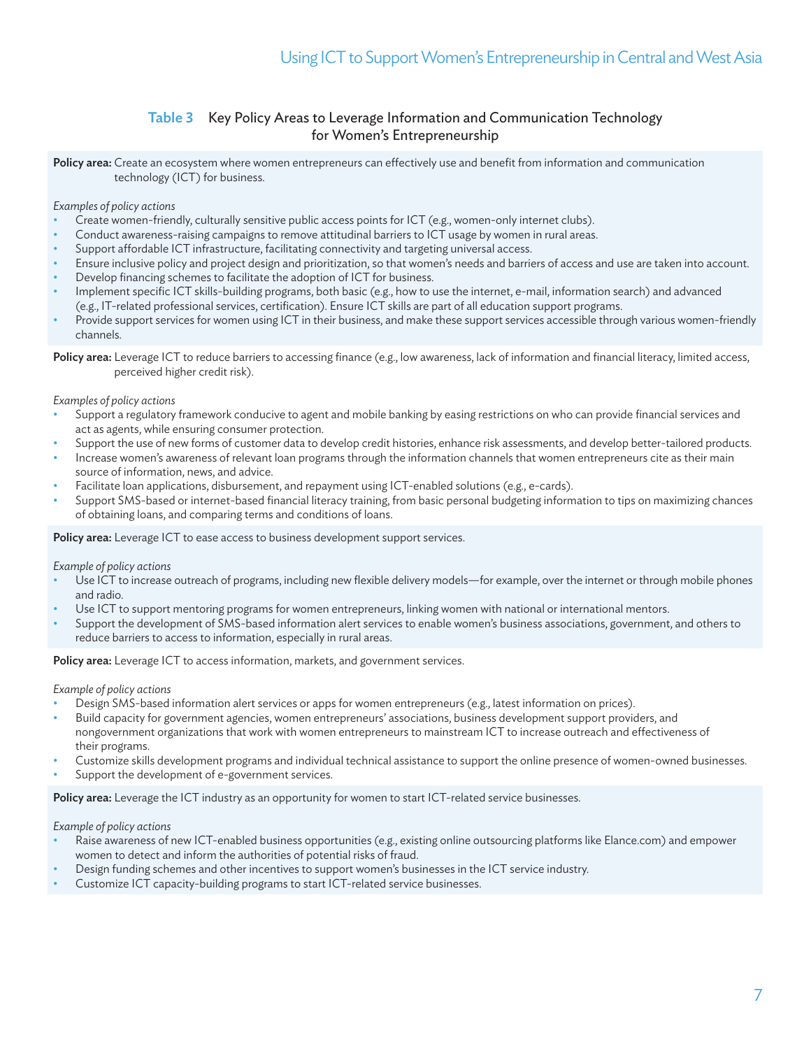**Table 3 Key Policy Areas to Leverage Information and Communication Technology for Women's Entrepreneurship**

**Policy area:** Create an ecosystem where women entrepreneurs can effectively use and benefit from information and communication technology (ICT) for business.

*Examples of policy actions*

- Create women-friendly, culturally sensitive public access points for ICT (e.g., women-only internet clubs).
- Conduct awareness-raising campaigns to remove attitudinal barriers to ICT usage by women in rural areas.
- Support affordable ICT infrastructure, facilitating connectivity and targeting universal access.
- Ensure inclusive policy and project design and prioritization, so that women's needs and barriers of access and use are taken into account.
- Develop financing schemes to facilitate the adoption of ICT for business.
- Implement specific ICT skills-building programs, both basic (e.g., how to use the internet, e-mail, information search) and advanced (e.g., IT-related professional services, certification). Ensure ICT skills are part of all education support programs.
- Provide support services for women using ICT in their business, and make these support services accessible through various women-friendly channels.

**Policy area:** Leverage ICT to reduce barriers to accessing finance (e.g., low awareness, lack of information and financial literacy, limited access, perceived higher credit risk).

*Examples of policy actions*

- Support a regulatory framework conducive to agent and mobile banking by easing restrictions on who can provide financial services and act as agents, while ensuring consumer protection.
- Support the use of new forms of customer data to develop credit histories, enhance risk assessments, and develop better-tailored products.
- Increase women's awareness of relevant loan programs through the information channels that women entrepreneurs cite as their main source of information, news, and advice.
- Facilitate loan applications, disbursement, and repayment using ICT-enabled solutions (e.g., e-cards).
- Support SMS-based or internet-based financial literacy training, from basic personal budgeting information to tips on maximizing chances of obtaining loans, and comparing terms and conditions of loans.

**Policy area:** Leverage ICT to ease access to business development support services.

*Example of policy actions*

- Use ICT to increase outreach of programs, including new flexible delivery models—for example, over the internet or through mobile phones and radio.
- Use ICT to support mentoring programs for women entrepreneurs, linking women with national or international mentors.
- Support the development of SMS-based information alert services to enable women's business associations, government, and others to reduce barriers to access to information, especially in rural areas.

**Policy area:** Leverage ICT to access information, markets, and government services.

*Example of policy actions*

- Design SMS-based information alert services or apps for women entrepreneurs (e.g., latest information on prices).
- Build capacity for government agencies, women entrepreneurs' associations, business development support providers, and nongovernment organizations that work with women entrepreneurs to mainstream ICT to increase outreach and effectiveness of their programs.
- Customize skills development programs and individual technical assistance to support the online presence of women-owned businesses.
- Support the development of e-government services.

**Policy area:** Leverage the ICT industry as an opportunity for women to start ICT-related service businesses.

*Example of policy actions*

- Raise awareness of new ICT-enabled business opportunities (e.g., existing online outsourcing platforms like Elance.com) and empower women to detect and inform the authorities of potential risks of fraud.
- Design funding schemes and other incentives to support women's businesses in the ICT service industry.
- Customize ICT capacity-building programs to start ICT-related service businesses.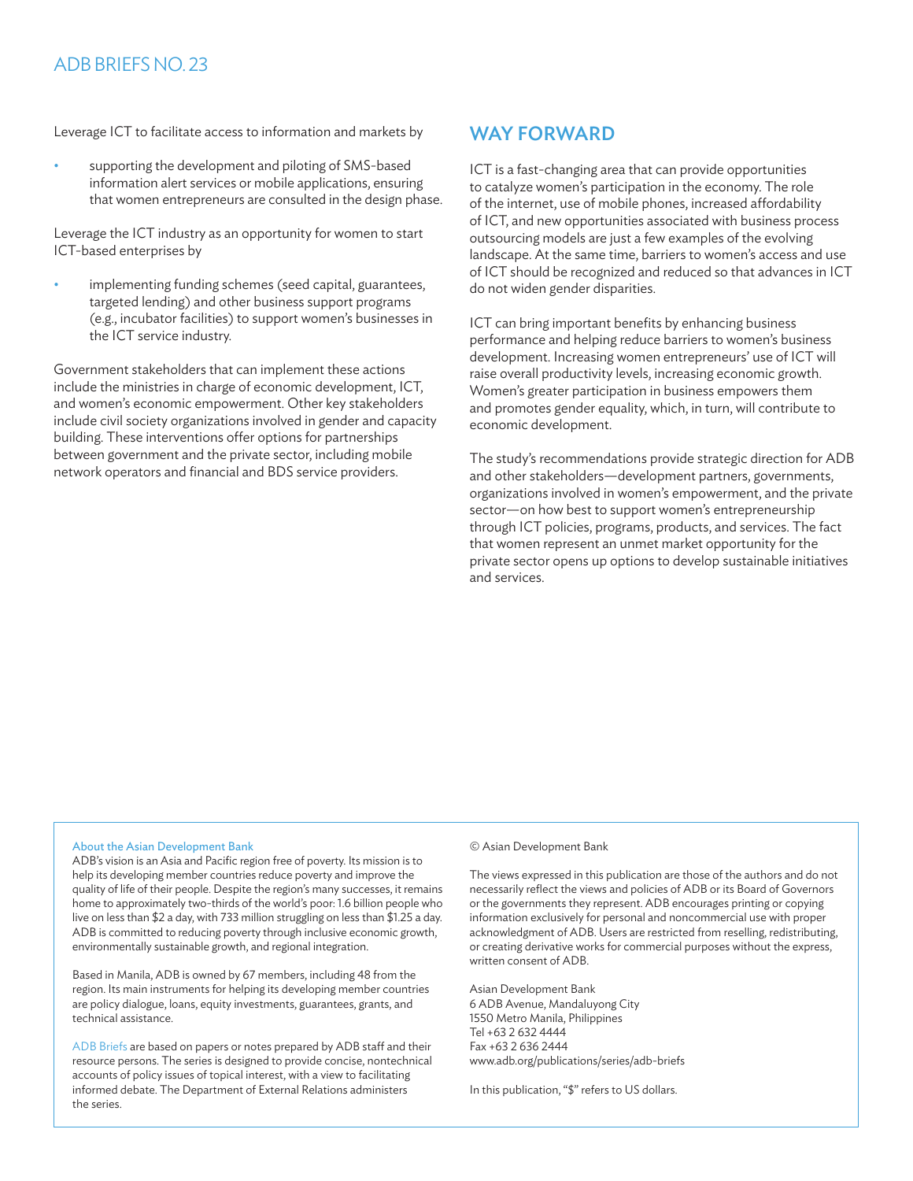Leverage ICT to facilitate access to information and markets by

- supporting the development and piloting of SMS-based information alert services or mobile applications, ensuring that women entrepreneurs are consulted in the design phase.

Leverage the ICT industry as an opportunity for women to start ICT-based enterprises by

- implementing funding schemes (seed capital, guarantees, targeted lending) and other business support programs (e.g., incubator facilities) to support women's businesses in the ICT service industry.

Government stakeholders that can implement these actions include the ministries in charge of economic development, ICT, and women's economic empowerment. Other key stakeholders include civil society organizations involved in gender and capacity building. These interventions offer options for partnerships between government and the private sector, including mobile network operators and financial and BDS service providers.

## WAY FORWARD

ICT is a fast-changing area that can provide opportunities to catalyze women's participation in the economy. The role of the internet, use of mobile phones, increased affordability of ICT, and new opportunities associated with business process outsourcing models are just a few examples of the evolving landscape. At the same time, barriers to women's access and use of ICT should be recognized and reduced so that advances in ICT do not widen gender disparities.

ICT can bring important benefits by enhancing business performance and helping reduce barriers to women's business development. Increasing women entrepreneurs' use of ICT will raise overall productivity levels, increasing economic growth. Women's greater participation in business empowers them and promotes gender equality, which, in turn, will contribute to economic development.

The study's recommendations provide strategic direction for ADB and other stakeholders—development partners, governments, organizations involved in women's empowerment, and the private sector—on how best to support women's entrepreneurship through ICT policies, programs, products, and services. The fact that women represent an unmet market opportunity for the private sector opens up options to develop sustainable initiatives and services.

About the Asian Development Bank

ADB's vision is an Asia and Pacific region free of poverty. Its mission is to help its developing member countries reduce poverty and improve the quality of life of their people. Despite the region's many successes, it remains home to approximately two-thirds of the world's poor: 1.6 billion people who live on less than $2 a day, with 733 million struggling on less than $1.25 a day. ADB is committed to reducing poverty through inclusive economic growth, environmentally sustainable growth, and regional integration.

Based in Manila, ADB is owned by 67 members, including 48 from the region. Its main instruments for helping its developing member countries are policy dialogue, loans, equity investments, guarantees, grants, and technical assistance.

ADB Briefs are based on papers or notes prepared by ADB staff and their resource persons. The series is designed to provide concise, nontechnical accounts of policy issues of topical interest, with a view to facilitating informed debate. The Department of External Relations administers the series.

© Asian Development Bank

The views expressed in this publication are those of the authors and do not necessarily reflect the views and policies of ADB or its Board of Governors or the governments they represent. ADB encourages printing or copying information exclusively for personal and noncommercial use with proper acknowledgment of ADB. Users are restricted from reselling, redistributing, or creating derivative works for commercial purposes without the express, written consent of ADB.

Asian Development Bank
6 ADB Avenue, Mandaluyong City
1550 Metro Manila, Philippines
Tel +63 2 632 4444
Fax +63 2 636 2444
www.adb.org/publications/series/adb-briefs

In this publication, "$" refers to US dollars.